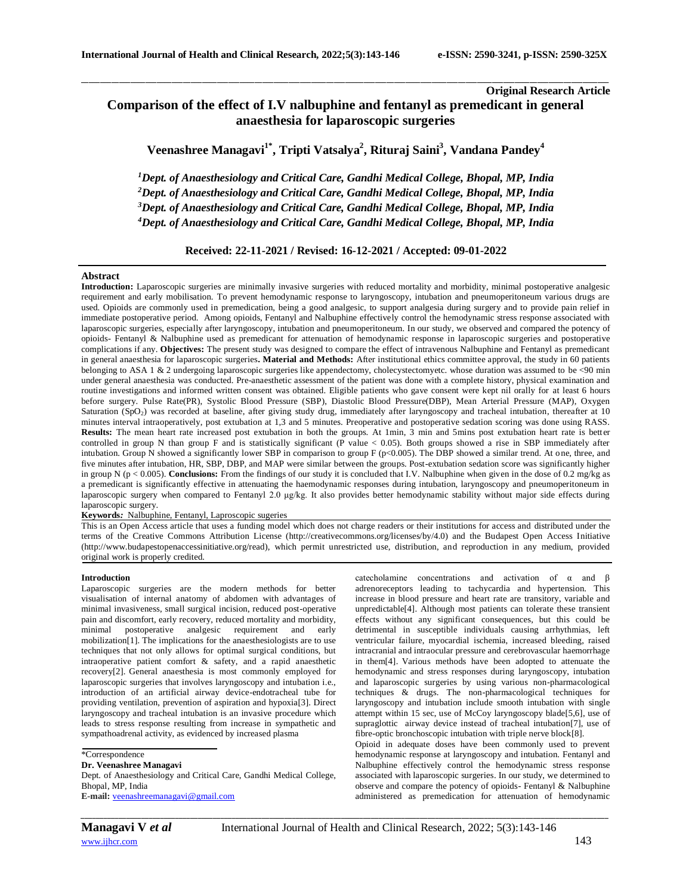**Original Research Article**

# Comparison of the effect of I.V nalbuphine and fentanyl as premedicant in general anaesthesia for laparoscopic surgeries

**Veenashree Managavi[1*], Tripti Vatsalya[2], Rituraj Saini[3], Vandana Pandey[4]**

*[1]Dept. of Anaesthesiology and Critical Care, Gandhi Medical College, Bhopal, MP, India*
*[2]Dept. of Anaesthesiology and Critical Care, Gandhi Medical College, Bhopal, MP, India*
*[3]Dept. of Anaesthesiology and Critical Care, Gandhi Medical College, Bhopal, MP, India*
*[4]Dept. of Anaesthesiology and Critical Care, Gandhi Medical College, Bhopal, MP, India*

**Received: 22-11-2021 / Revised: 16-12-2021 / Accepted: 09-01-2022**

## Abstract

**Introduction:** Laparoscopic surgeries are minimally invasive surgeries with reduced mortality and morbidity, minimal postoperative analgesic requirement and early mobilisation. To prevent hemodynamic response to laryngoscopy, intubation and pneumoperitoneum various drugs are used. Opioids are commonly used in premedication, being a good analgesic, to support analgesia during surgery and to provide pain relief in immediate postoperative period. Among opioids, Fentanyl and Nalbuphine effectively control the hemodynamic stress response associated with laparoscopic surgeries, especially after laryngoscopy, intubation and pneumoperitoneum. In our study, we observed and compared the potency of opioids- Fentanyl & Nalbuphine used as premedicant for attenuation of hemodynamic response in laparoscopic surgeries and postoperative complications if any. **Objectives:** The present study was designed to compare the effect of intravenous Nalbuphine and Fentanyl as premedicant in general anaesthesia for laparoscopic surgeries**. Material and Methods:** After institutional ethics committee approval, the study in 60 patients belonging to ASA 1 & 2 undergoing laparoscopic surgeries like appendectomy, cholecystectomyetc. whose duration was assumed to be <90 min under general anaesthesia was conducted. Pre-anaesthetic assessment of the patient was done with a complete history, physical examination and routine investigations and informed written consent was obtained. Eligible patients who gave consent were kept nil orally for at least 6 hours before surgery. Pulse Rate(PR), Systolic Blood Pressure (SBP), Diastolic Blood Pressure(DBP), Mean Arterial Pressure (MAP), Oxygen Saturation ($SpO_2$) was recorded at baseline, after giving study drug, immediately after laryngoscopy and tracheal intubation, thereafter at 10 minutes interval intraoperatively, post extubation at 1,3 and 5 minutes. Preoperative and postoperative sedation scoring was done using RASS. **Results:** The mean heart rate increased post extubation in both the groups. At 1min, 3 min and 5mins post extubation heart rate is better controlled in group N than group F and is statistically significant (P value < 0.05). Both groups showed a rise in SBP immediately after intubation. Group N showed a significantly lower SBP in comparison to group F (p<0.005). The DBP showed a similar trend. At one, three, and five minutes after intubation, HR, SBP, DBP, and MAP were similar between the groups. Post-extubation sedation score was significantly higher in group N (p < 0.005). **Conclusions:** From the findings of our study it is concluded that I.V. Nalbuphine when given in the dose of 0.2 mg/kg as a premedicant is significantly effective in attenuating the haemodynamic responses during intubation, laryngoscopy and pneumoperitoneum in laparoscopic surgery when compared to Fentanyl 2.0 µg/kg. It also provides better hemodynamic stability without major side effects during laparoscopic surgery.

**Keywords***:* Nalbuphine, Fentanyl, Laproscopic sugeries

This is an Open Access article that uses a funding model which does not charge readers or their institutions for access and distributed under the terms of the Creative Commons Attribution License (http://creativecommons.org/licenses/by/4.0) and the Budapest Open Access Initiative (http://www.budapestopenaccessinitiative.org/read), which permit unrestricted use, distribution, and reproduction in any medium, provided original work is properly credited.

## Introduction

Laparoscopic surgeries are the modern methods for better visualisation of internal anatomy of abdomen with advantages of minimal invasiveness, small surgical incision, reduced post-operative pain and discomfort, early recovery, reduced mortality and morbidity, minimal postoperative analgesic requirement and early mobilization[1]. The implications for the anaesthesiologists are to use techniques that not only allows for optimal surgical conditions, but intraoperative patient comfort & safety, and a rapid anaesthetic recovery[2]. General anaesthesia is most commonly employed for laparoscopic surgeries that involves laryngoscopy and intubation i.e., introduction of an artificial airway device-endotracheal tube for providing ventilation, prevention of aspiration and hypoxia[3]. Direct laryngoscopy and tracheal intubation is an invasive procedure which leads to stress response resulting from increase in sympathetic and sympathoadrenal activity, as evidenced by increased plasma catecholamine concentrations and activation of α and β adrenoreceptors leading to tachycardia and hypertension. This increase in blood pressure and heart rate are transitory, variable and unpredictable[4]. Although most patients can tolerate these transient effects without any significant consequences, but this could be detrimental in susceptible individuals causing arrhythmias, left ventricular failure, myocardial ischemia, increased bleeding, raised intracranial and intraocular pressure and cerebrovascular haemorrhage in them[4]. Various methods have been adopted to attenuate the hemodynamic and stress responses during laryngoscopy, intubation and laparoscopic surgeries by using various non-pharmacological techniques & drugs. The non-pharmacological techniques for laryngoscopy and intubation include smooth intubation with single attempt within 15 sec, use of McCoy laryngoscopy blade[5,6], use of supraglottic airway device instead of tracheal intubation[7], use of fibre-optic bronchoscopic intubation with triple nerve block[8].

Opioid in adequate doses have been commonly used to prevent hemodynamic response at laryngoscopy and intubation. Fentanyl and Nalbuphine effectively control the hemodynamic stress response associated with laparoscopic surgeries. In our study, we determined to observe and compare the potency of opioids- Fentanyl & Nalbuphine administered as premedication for attenuation of hemodynamic

\*Correspondence
**Dr. Veenashree Managavi**
Dept. of Anaesthesiology and Critical Care, Gandhi Medical College, Bhopal, MP, India
**E-mail:** veenashreemanagavi@gmail.com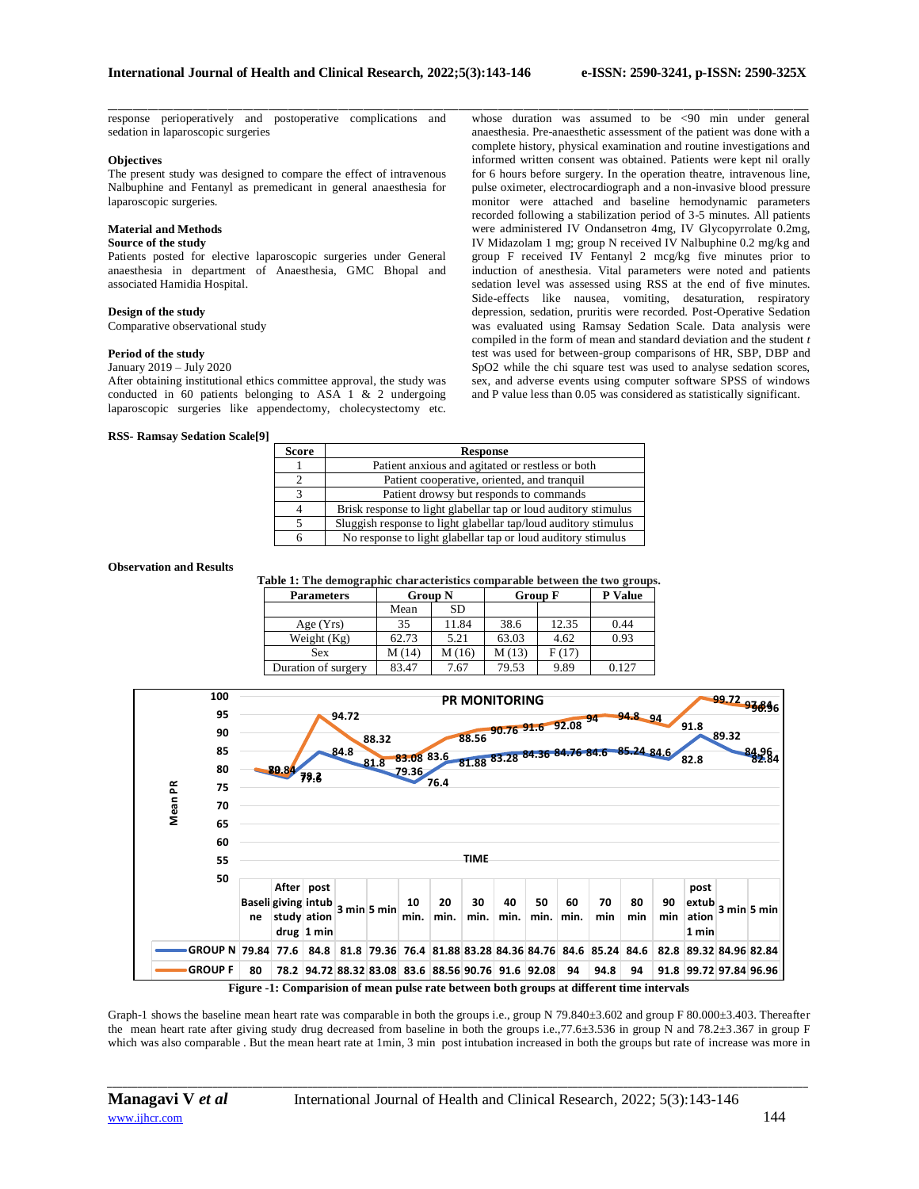response perioperatively and postoperative complications and sedation in laparoscopic surgeries

### Objectives

The present study was designed to compare the effect of intravenous Nalbuphine and Fentanyl as premedicant in general anaesthesia for laparoscopic surgeries.

### Material and Methods

**Source of the study**

Patients posted for elective laparoscopic surgeries under General anaesthesia in department of Anaesthesia, GMC Bhopal and associated Hamidia Hospital.

**Design of the study**

Comparative observational study

**Period of the study**

January 2019 – July 2020

After obtaining institutional ethics committee approval, the study was conducted in 60 patients belonging to ASA 1 & 2 undergoing laparoscopic surgeries like appendectomy, cholecystectomy etc. whose duration was assumed to be <90 min under general anaesthesia. Pre-anaesthetic assessment of the patient was done with a complete history, physical examination and routine investigations and informed written consent was obtained. Patients were kept nil orally for 6 hours before surgery. In the operation theatre, intravenous line, pulse oximeter, electrocardiograph and a non-invasive blood pressure monitor were attached and baseline hemodynamic parameters recorded following a stabilization period of 3-5 minutes. All patients were administered IV Ondansetron 4mg, IV Glycopyrrolate 0.2mg, IV Midazolam 1 mg; group N received IV Nalbuphine 0.2 mg/kg and group F received IV Fentanyl 2 mcg/kg five minutes prior to induction of anesthesia. Vital parameters were noted and patients sedation level was assessed using RSS at the end of five minutes. Side-effects like nausea, vomiting, desaturation, respiratory depression, sedation, pruritis were recorded. Post-Operative Sedation was evaluated using Ramsay Sedation Scale. Data analysis were compiled in the form of mean and standard deviation and the student *t* test was used for between-group comparisons of HR, SBP, DBP and SpO2 while the chi square test was used to analyse sedation scores, sex, and adverse events using computer software SPSS of windows and P value less than 0.05 was considered as statistically significant.

**RSS- Ramsay Sedation Scale[9]**

| Score | Response |
|---|---|
| 1 | Patient anxious and agitated or restless or both |
| 2 | Patient cooperative, oriented, and tranquil |
| 3 | Patient drowsy but responds to commands |
| 4 | Brisk response to light glabellar tap or loud auditory stimulus |
| 5 | Sluggish response to light glabellar tap/loud auditory stimulus |
| 6 | No response to light glabellar tap or loud auditory stimulus |

### Observation and Results

**Table 1: The demographic characteristics comparable between the two groups.**

| Parameters | Group N | | Group F | | P Value |
|---|---|---|---|---|---|
| | Mean | SD | | | |
| Age (Yrs) | 35 | 11.84 | 38.6 | 12.35 | 0.44 |
| Weight (Kg) | 62.73 | 5.21 | 63.03 | 4.62 | 0.93 |
| Sex | M (14) | M (16) | M (13) | F (17) | |
| Duration of surgery | 83.47 | 7.67 | 79.53 | 9.89 | 0.127 |

**PR MONITORING**

| | Baseline | After giving study drug | post intubation 1 min | 3 min | 5 min | 10 min. | 20 min. | 30 min. | 40 min. | 50 min. | 60 min. | 70 min | 80 min | 90 min | post extubation 1 min | 3 min | 5 min |
|---|---|---|---|---|---|---|---|---|---|---|---|---|---|---|---|---|---|
| GROUP N | 79.84 | 77.6 | 84.8 | 81.8 | 79.36 | 76.4 | 81.88 | 83.28 | 84.36 | 84.76 | 84.6 | 85.24 | 84.6 | 82.8 | 89.32 | 84.96 | 82.84 |
| GROUP F | 80 | 78.2 | 94.72 | 88.32 | 83.08 | 83.6 | 88.56 | 90.76 | 91.6 | 92.08 | 94 | 94.8 | 94 | 91.8 | 99.72 | 97.84 | 96.96 |

**Figure -1: Comparision of mean pulse rate between both groups at different time intervals**

Graph-1 shows the baseline mean heart rate was comparable in both the groups i.e., group N 79.840±3.602 and group F 80.000±3.403. Thereafter the mean heart rate after giving study drug decreased from baseline in both the groups i.e.,77.6±3.536 in group N and 78.2±3.367 in group F which was also comparable . But the mean heart rate at 1min, 3 min post intubation increased in both the groups but rate of increase was more in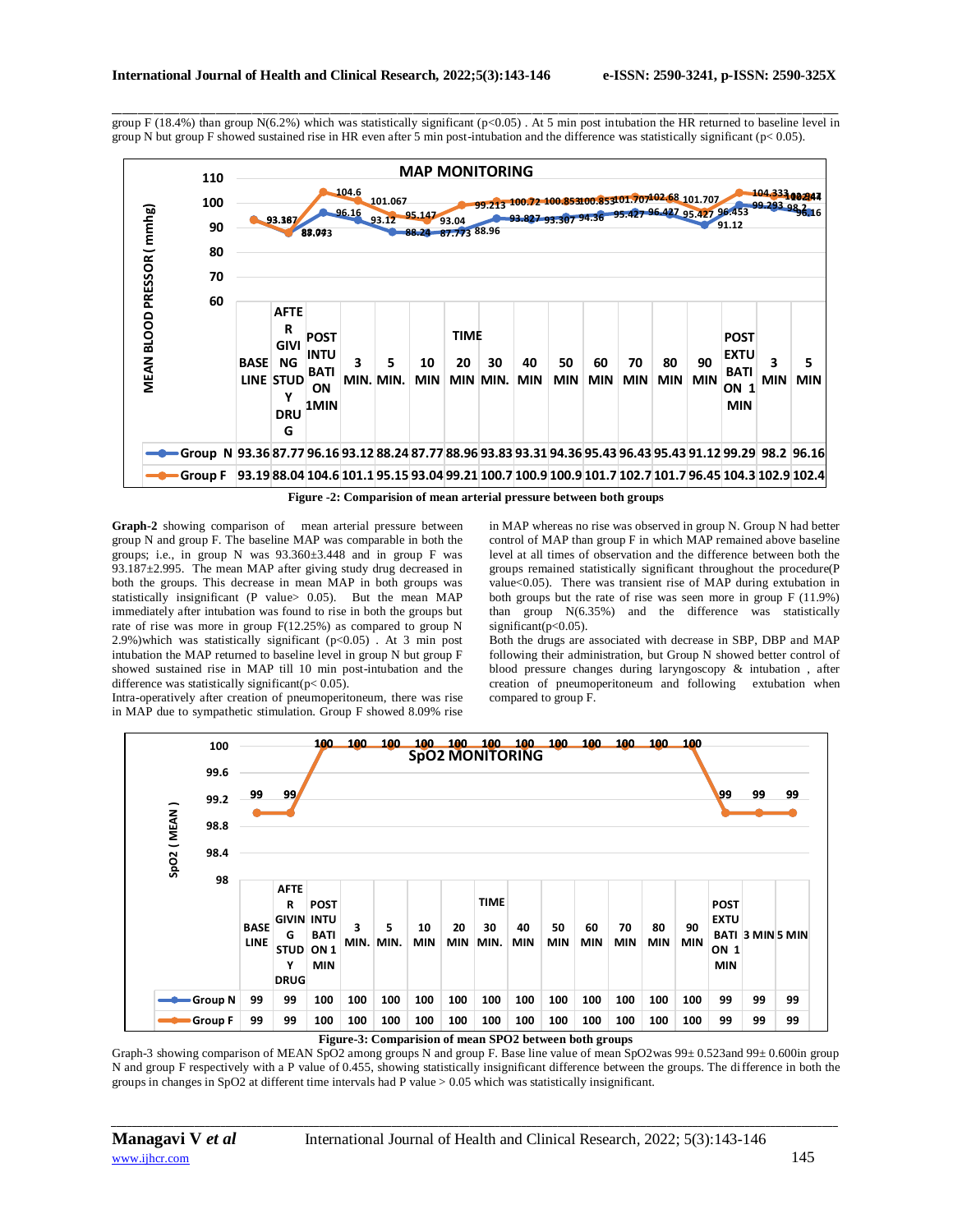group F (18.4%) than group N(6.2%) which was statistically significant (p<0.05) . At 5 min post intubation the HR returned to baseline level in group N but group F showed sustained rise in HR even after 5 min post-intubation and the difference was statistically significant (p< 0.05).

| TIME | BASE LINE | AFTER GIVING STUDY DRUG | POST INTUBATION 1MIN | 3 MIN. | 5 MIN. | 10 MIN | 20 MIN | 30 MIN. | 40 MIN | 50 MIN | 60 MIN | 70 MIN | 80 MIN | 90 MIN | POST EXTUBATION 1 MIN | 3 MIN | 5 MIN |
|---|---|---|---|---|---|---|---|---|---|---|---|---|---|---|---|---|---|
| Group N | 93.36 | 87.77 | 96.16 | 93.12 | 88.24 | 87.77 | 88.96 | 93.83 | 93.31 | 94.36 | 95.43 | 96.43 | 95.43 | 91.12 | 99.29 | 98.2 | 96.16 |
| Group F | 93.19 | 88.04 | 104.6 | 101.1 | 95.15 | 93.04 | 99.21 | 100.7 | 100.9 | 100.9 | 101.7 | 102.7 | 101.7 | 96.45 | 104.3 | 102.9 | 102.4 |

**Figure -2: Comparision of mean arterial pressure between both groups**

**Graph-2** showing comparison of mean arterial pressure between group N and group F. The baseline MAP was comparable in both the groups; i.e., in group N was 93.360±3.448 and in group F was 93.187±2.995. The mean MAP after giving study drug decreased in both the groups. This decrease in mean MAP in both groups was statistically insignificant (P value> 0.05). But the mean MAP immediately after intubation was found to rise in both the groups but rate of rise was more in group F(12.25%) as compared to group N 2.9%)which was statistically significant (p<0.05) . At 3 min post intubation the MAP returned to baseline level in group N but group F showed sustained rise in MAP till 10 min post-intubation and the difference was statistically significant(p< 0.05).

Intra-operatively after creation of pneumoperitoneum, there was rise in MAP due to sympathetic stimulation. Group F showed 8.09% rise in MAP whereas no rise was observed in group N. Group N had better control of MAP than group F in which MAP remained above baseline level at all times of observation and the difference between both the groups remained statistically significant throughout the procedure(P value<0.05). There was transient rise of MAP during extubation in both groups but the rate of rise was seen more in group F (11.9%) than group N(6.35%) and the difference was statistically significant(p<0.05).

Both the drugs are associated with decrease in SBP, DBP and MAP following their administration, but Group N showed better control of blood pressure changes during laryngoscopy & intubation , after creation of pneumoperitoneum and following extubation when compared to group F.

| TIME | BASE LINE | AFTER GIVING STUDY DRUG | POST INTUBATION 1 MIN | 3 MIN. | 5 MIN. | 10 MIN | 20 MIN | 30 MIN. | 40 MIN | 50 MIN | 60 MIN | 70 MIN | 80 MIN | 90 MIN | POST EXTUBATION 1 MIN | 3 MIN | 5 MIN |
|---|---|---|---|---|---|---|---|---|---|---|---|---|---|---|---|---|---|
| Group N | 99 | 99 | 100 | 100 | 100 | 100 | 100 | 100 | 100 | 100 | 100 | 100 | 100 | 100 | 99 | 99 | 99 |
| Group F | 99 | 99 | 100 | 100 | 100 | 100 | 100 | 100 | 100 | 100 | 100 | 100 | 100 | 100 | 99 | 99 | 99 |

**Figure-3: Comparision of mean SPO2 between both groups**

Graph-3 showing comparison of MEAN SpO2 among groups N and group F. Base line value of mean SpO2was 99± 0.523and 99± 0.600in group N and group F respectively with a P value of 0.455, showing statistically insignificant difference between the groups. The difference in both the groups in changes in SpO2 at different time intervals had P value > 0.05 which was statistically insignificant.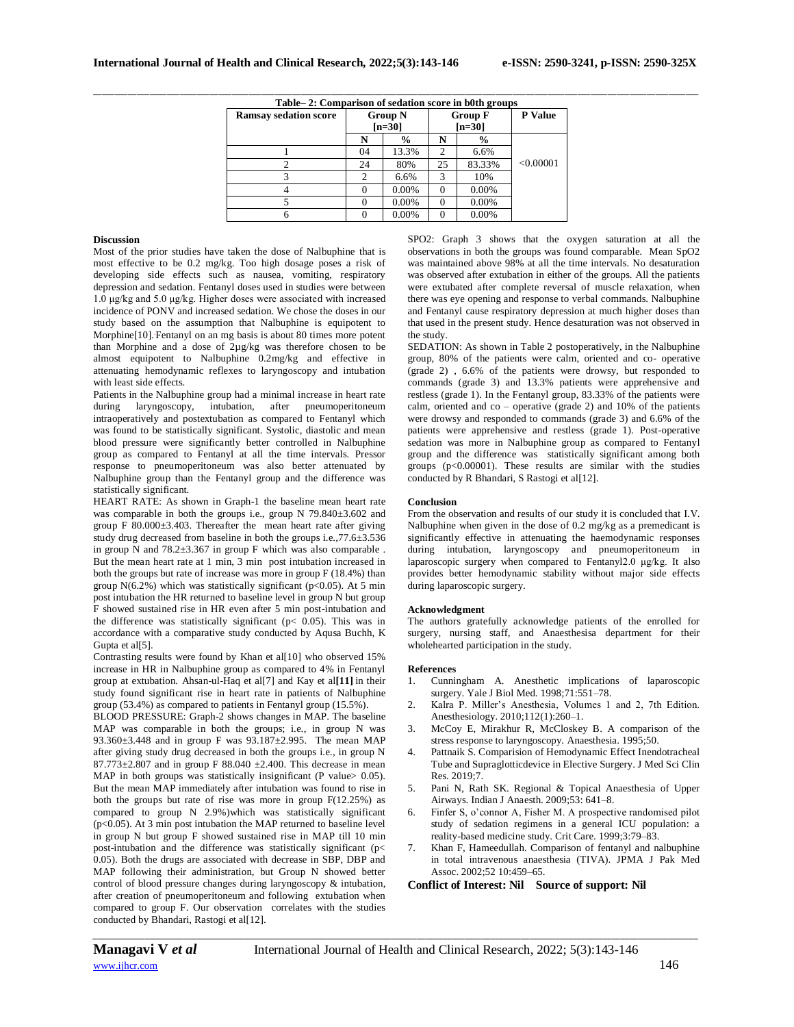**Table– 2: Comparison of sedation score in b0th groups**

| Ramsay sedation score | Group N [n=30] | | Group F [n=30] | | P Value |
|---|---|---|---|---|---|
| | N | % | N | % | |
| 1 | 04 | 13.3% | 2 | 6.6% | <0.00001 |
| 2 | 24 | 80% | 25 | 83.33% | |
| 3 | 2 | 6.6% | 3 | 10% | |
| 4 | 0 | 0.00% | 0 | 0.00% | |
| 5 | 0 | 0.00% | 0 | 0.00% | |
| 6 | 0 | 0.00% | 0 | 0.00% | |

**Discussion**

Most of the prior studies have taken the dose of Nalbuphine that is most effective to be 0.2 mg/kg. Too high dosage poses a risk of developing side effects such as nausea, vomiting, respiratory depression and sedation. Fentanyl doses used in studies were between 1.0 µg/kg and 5.0 µg/kg. Higher doses were associated with increased incidence of PONV and increased sedation. We chose the doses in our study based on the assumption that Nalbuphine is equipotent to Morphine[10]. Fentanyl on an mg basis is about 80 times more potent than Morphine and a dose of 2µg/kg was therefore chosen to be almost equipotent to Nalbuphine 0.2mg/kg and effective in attenuating hemodynamic reflexes to laryngoscopy and intubation with least side effects.

Patients in the Nalbuphine group had a minimal increase in heart rate during laryngoscopy, intubation, after pneumoperitoneum intraoperatively and postextubation as compared to Fentanyl which was found to be statistically significant. Systolic, diastolic and mean blood pressure were significantly better controlled in Nalbuphine group as compared to Fentanyl at all the time intervals. Pressor response to pneumoperitoneum was also better attenuated by Nalbuphine group than the Fentanyl group and the difference was statistically significant.

HEART RATE: As shown in Graph-1 the baseline mean heart rate was comparable in both the groups i.e., group N 79.840±3.602 and group F 80.000±3.403. Thereafter the mean heart rate after giving study drug decreased from baseline in both the groups i.e.,77.6±3.536 in group N and 78.2±3.367 in group F which was also comparable . But the mean heart rate at 1 min, 3 min post intubation increased in both the groups but rate of increase was more in group F (18.4%) than group N(6.2%) which was statistically significant ($p<0.05$). At 5 min post intubation the HR returned to baseline level in group N but group F showed sustained rise in HR even after 5 min post-intubation and the difference was statistically significant ($p< 0.05$). This was in accordance with a comparative study conducted by Aqusa Buchh, K Gupta et al[5].

Contrasting results were found by Khan et al[10] who observed 15% increase in HR in Nalbuphine group as compared to 4% in Fentanyl group at extubation. Ahsan-ul-Haq et al[7] and Kay et al**[11]** in their study found significant rise in heart rate in patients of Nalbuphine group (53.4%) as compared to patients in Fentanyl group (15.5%).

BLOOD PRESSURE: Graph-2 shows changes in MAP. The baseline MAP was comparable in both the groups; i.e., in group N was 93.360±3.448 and in group F was 93.187±2.995. The mean MAP after giving study drug decreased in both the groups i.e., in group N 87.773±2.807 and in group F 88.040 ±2.400. This decrease in mean MAP in both groups was statistically insignificant (P value> 0.05). But the mean MAP immediately after intubation was found to rise in both the groups but rate of rise was more in group F(12.25%) as compared to group N 2.9%)which was statistically significant ($p<0.05$). At 3 min post intubation the MAP returned to baseline level in group N but group F showed sustained rise in MAP till 10 min post-intubation and the difference was statistically significant ($p< 0.05$). Both the drugs are associated with decrease in SBP, DBP and MAP following their administration, but Group N showed better control of blood pressure changes during laryngoscopy & intubation, after creation of pneumoperitoneum and following extubation when compared to group F. Our observation correlates with the studies conducted by Bhandari, Rastogi et al[12].

SPO2: Graph 3 shows that the oxygen saturation at all the observations in both the groups was found comparable. Mean SpO2 was maintained above 98% at all the time intervals. No desaturation was observed after extubation in either of the groups. All the patients were extubated after complete reversal of muscle relaxation, when there was eye opening and response to verbal commands. Nalbuphine and Fentanyl cause respiratory depression at much higher doses than that used in the present study. Hence desaturation was not observed in the study.

SEDATION: As shown in Table 2 postoperatively, in the Nalbuphine group, 80% of the patients were calm, oriented and co- operative (grade 2) , 6.6% of the patients were drowsy, but responded to commands (grade 3) and 13.3% patients were apprehensive and restless (grade 1). In the Fentanyl group, 83.33% of the patients were calm, oriented and co – operative (grade 2) and 10% of the patients were drowsy and responded to commands (grade 3) and 6.6% of the patients were apprehensive and restless (grade 1). Post-operative sedation was more in Nalbuphine group as compared to Fentanyl group and the difference was statistically significant among both groups ($p<0.00001$). These results are similar with the studies conducted by R Bhandari, S Rastogi et al[12].

**Conclusion**

From the observation and results of our study it is concluded that I.V. Nalbuphine when given in the dose of 0.2 mg/kg as a premedicant is significantly effective in attenuating the haemodynamic responses during intubation, laryngoscopy and pneumoperitoneum in laparoscopic surgery when compared to Fentanyl2.0 µg/kg. It also provides better hemodynamic stability without major side effects during laparoscopic surgery.

**Acknowledgment**

The authors gratefully acknowledge patients of the enrolled for surgery, nursing staff, and Anaesthesisa department for their wholehearted participation in the study.

**References**

1. Cunningham A. Anesthetic implications of laparoscopic surgery. Yale J Biol Med. 1998;71:551–78.
2. Kalra P. Miller's Anesthesia, Volumes 1 and 2, 7th Edition. Anesthesiology. 2010;112(1):260–1.
3. McCoy E, Mirakhur R, McCloskey B. A comparison of the stress response to laryngoscopy. Anaesthesia. 1995;50.
4. Pattnaik S. Comparision of Hemodynamic Effect Inendotracheal Tube and Supraglotticdevice in Elective Surgery. J Med Sci Clin Res. 2019;7.
5. Pani N, Rath SK. Regional & Topical Anaesthesia of Upper Airways. Indian J Anaesth. 2009;53: 641–8.
6. Finfer S, o'connor A, Fisher M. A prospective randomised pilot study of sedation regimens in a general ICU population: a reality-based medicine study. Crit Care. 1999;3:79–83.
7. Khan F, Hameedullah. Comparison of fentanyl and nalbuphine in total intravenous anaesthesia (TIVA). JPMA J Pak Med Assoc. 2002;52 10:459–65.

**Conflict of Interest: Nil Source of support: Nil**